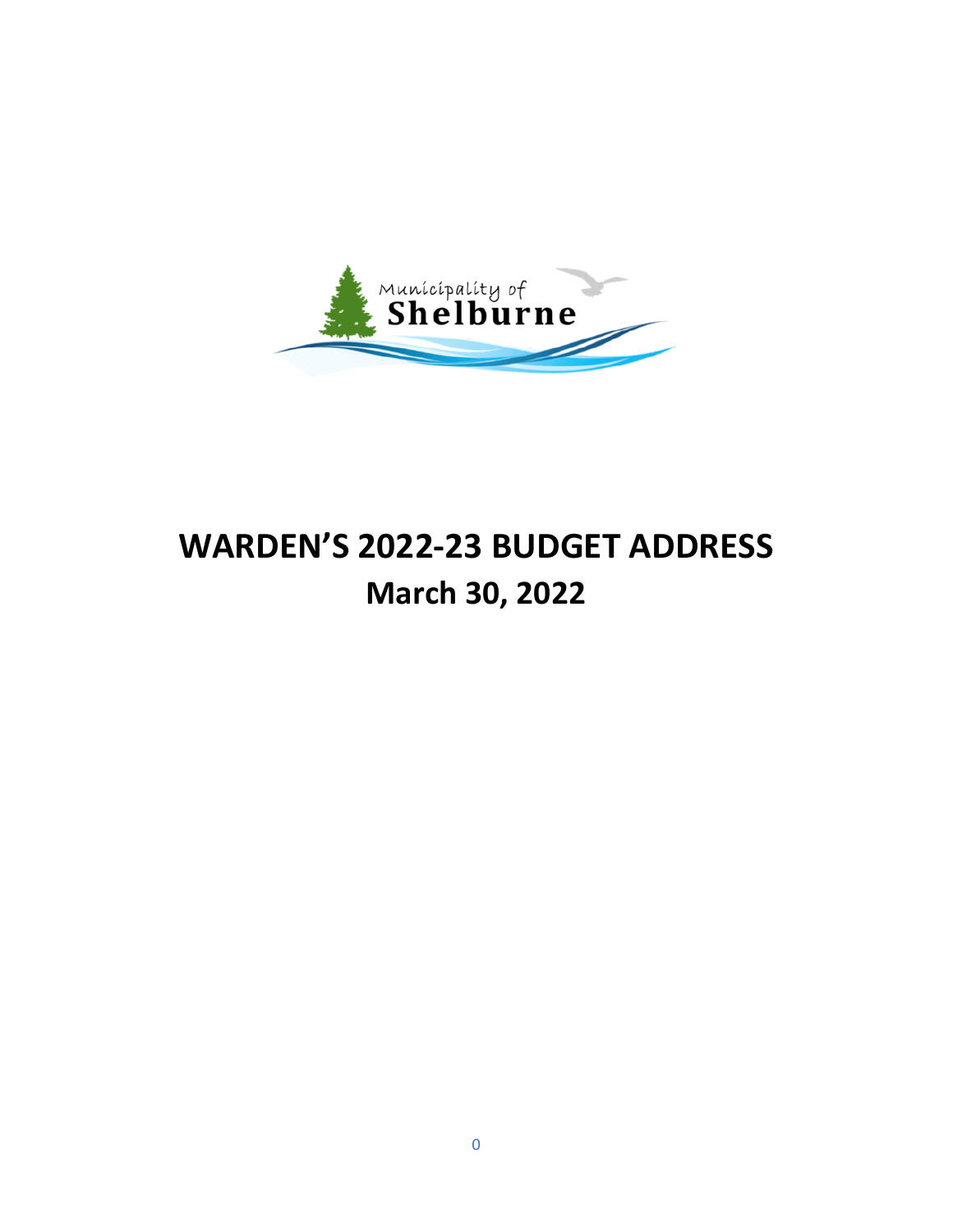Municipality of Shelburne

# WARDEN'S 2022-23 BUDGET ADDRESS

## March 30, 2022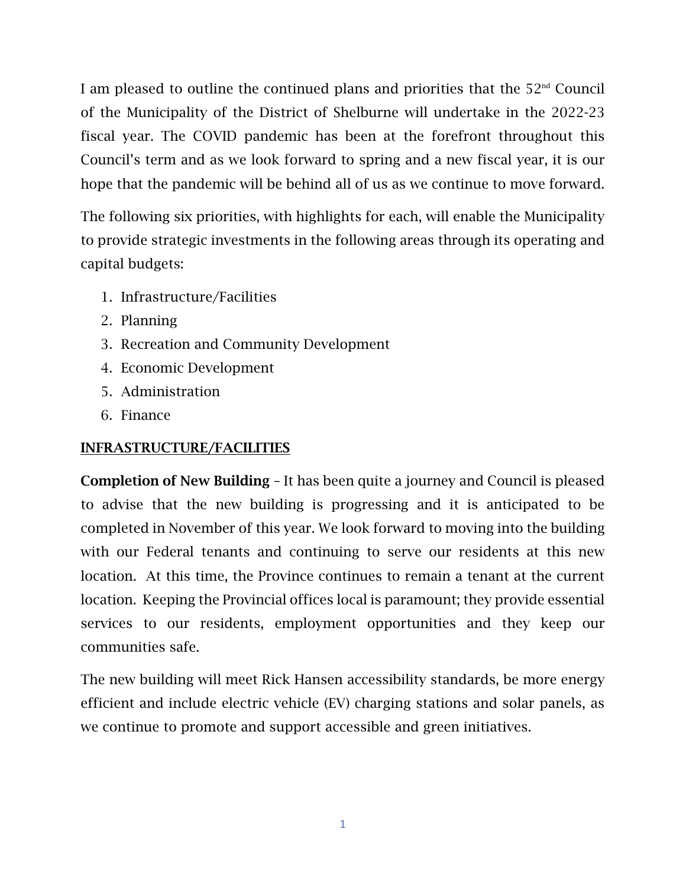I am pleased to outline the continued plans and priorities that the 52nd Council of the Municipality of the District of Shelburne will undertake in the 2022-23 fiscal year. The COVID pandemic has been at the forefront throughout this Council's term and as we look forward to spring and a new fiscal year, it is our hope that the pandemic will be behind all of us as we continue to move forward.

The following six priorities, with highlights for each, will enable the Municipality to provide strategic investments in the following areas through its operating and capital budgets:

1. Infrastructure/Facilities
2. Planning
3. Recreation and Community Development
4. Economic Development
5. Administration
6. Finance

## INFRASTRUCTURE/FACILITIES

**Completion of New Building** – It has been quite a journey and Council is pleased to advise that the new building is progressing and it is anticipated to be completed in November of this year. We look forward to moving into the building with our Federal tenants and continuing to serve our residents at this new location. At this time, the Province continues to remain a tenant at the current location. Keeping the Provincial offices local is paramount; they provide essential services to our residents, employment opportunities and they keep our communities safe.

The new building will meet Rick Hansen accessibility standards, be more energy efficient and include electric vehicle (EV) charging stations and solar panels, as we continue to promote and support accessible and green initiatives.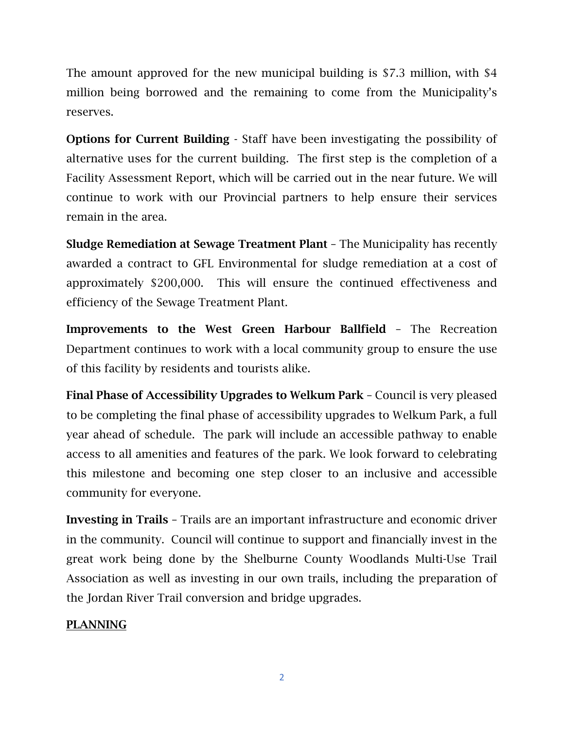The amount approved for the new municipal building is $7.3 million, with $4 million being borrowed and the remaining to come from the Municipality's reserves.

**Options for Current Building** - Staff have been investigating the possibility of alternative uses for the current building. The first step is the completion of a Facility Assessment Report, which will be carried out in the near future. We will continue to work with our Provincial partners to help ensure their services remain in the area.

**Sludge Remediation at Sewage Treatment Plant** – The Municipality has recently awarded a contract to GFL Environmental for sludge remediation at a cost of approximately $200,000. This will ensure the continued effectiveness and efficiency of the Sewage Treatment Plant.

**Improvements to the West Green Harbour Ballfield** – The Recreation Department continues to work with a local community group to ensure the use of this facility by residents and tourists alike.

**Final Phase of Accessibility Upgrades to Welkum Park** – Council is very pleased to be completing the final phase of accessibility upgrades to Welkum Park, a full year ahead of schedule. The park will include an accessible pathway to enable access to all amenities and features of the park. We look forward to celebrating this milestone and becoming one step closer to an inclusive and accessible community for everyone.

**Investing in Trails** – Trails are an important infrastructure and economic driver in the community. Council will continue to support and financially invest in the great work being done by the Shelburne County Woodlands Multi-Use Trail Association as well as investing in our own trails, including the preparation of the Jordan River Trail conversion and bridge upgrades.

## PLANNING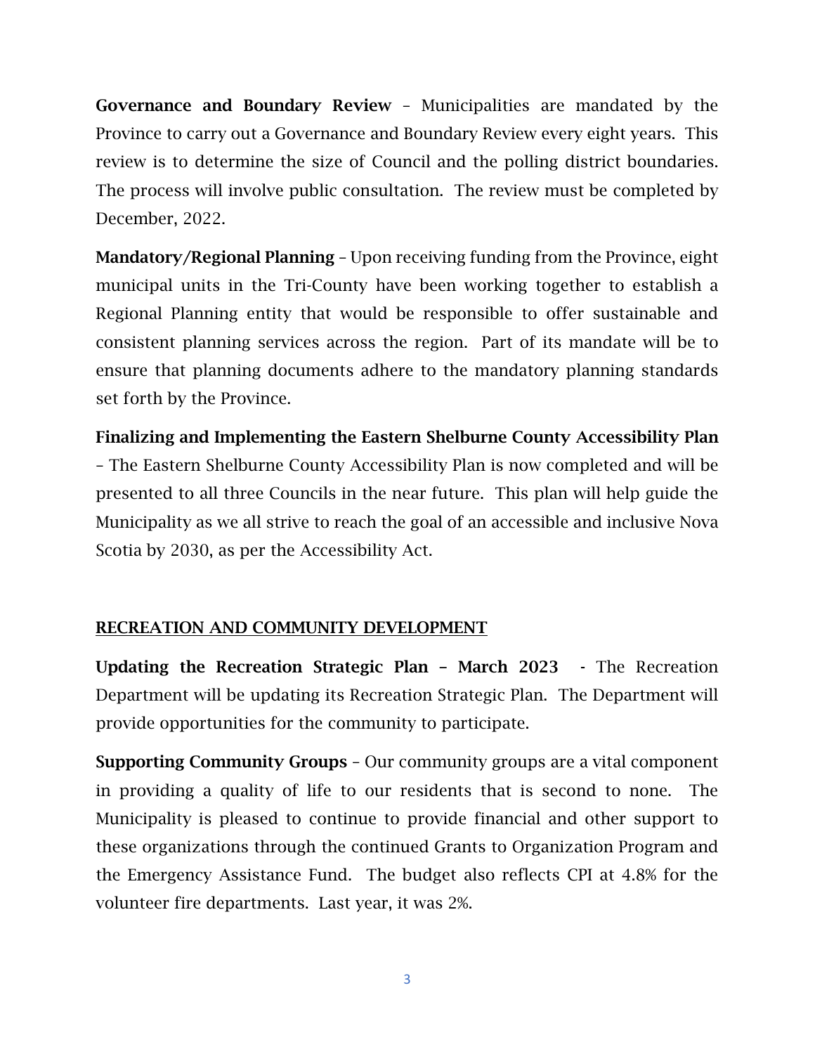**Governance and Boundary Review** – Municipalities are mandated by the Province to carry out a Governance and Boundary Review every eight years. This review is to determine the size of Council and the polling district boundaries. The process will involve public consultation. The review must be completed by December, 2022.

**Mandatory/Regional Planning** – Upon receiving funding from the Province, eight municipal units in the Tri-County have been working together to establish a Regional Planning entity that would be responsible to offer sustainable and consistent planning services across the region. Part of its mandate will be to ensure that planning documents adhere to the mandatory planning standards set forth by the Province.

**Finalizing and Implementing the Eastern Shelburne County Accessibility Plan** – The Eastern Shelburne County Accessibility Plan is now completed and will be presented to all three Councils in the near future. This plan will help guide the Municipality as we all strive to reach the goal of an accessible and inclusive Nova Scotia by 2030, as per the Accessibility Act.

## RECREATION AND COMMUNITY DEVELOPMENT

**Updating the Recreation Strategic Plan – March 2023** - The Recreation Department will be updating its Recreation Strategic Plan. The Department will provide opportunities for the community to participate.

**Supporting Community Groups** – Our community groups are a vital component in providing a quality of life to our residents that is second to none. The Municipality is pleased to continue to provide financial and other support to these organizations through the continued Grants to Organization Program and the Emergency Assistance Fund. The budget also reflects CPI at 4.8% for the volunteer fire departments. Last year, it was 2%.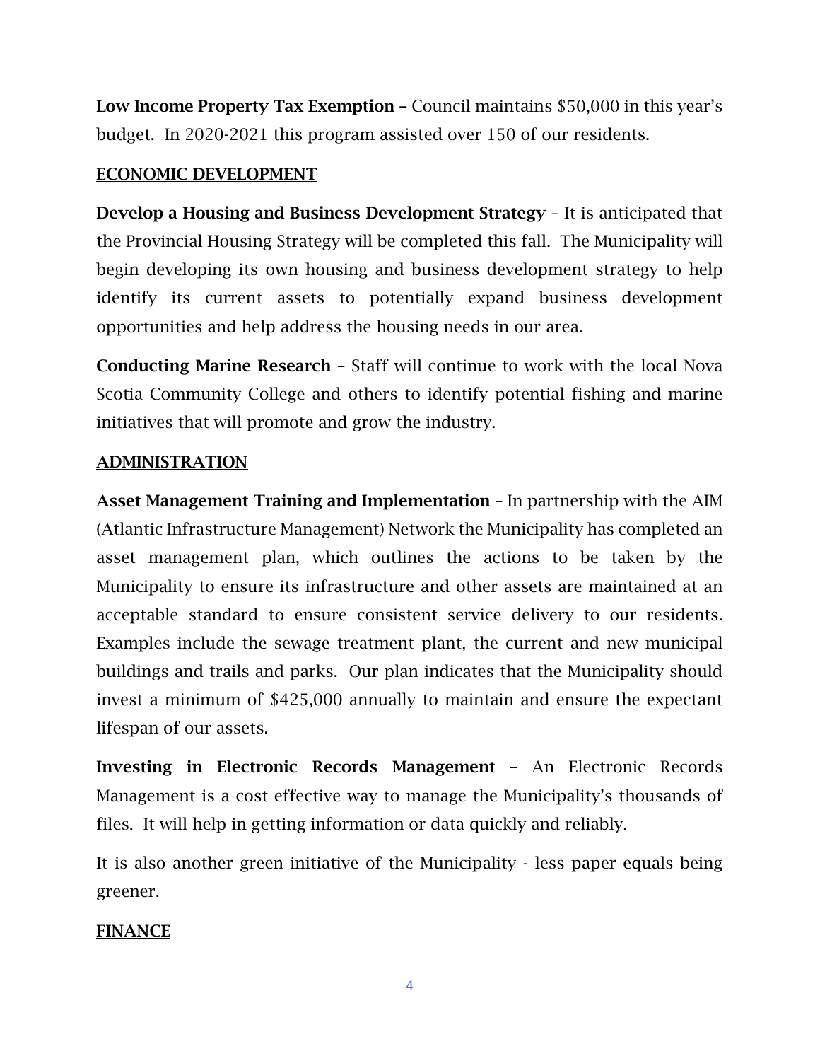**Low Income Property Tax Exemption** – Council maintains $50,000 in this year's budget. In 2020-2021 this program assisted over 150 of our residents.

## ECONOMIC DEVELOPMENT

**Develop a Housing and Business Development Strategy** – It is anticipated that the Provincial Housing Strategy will be completed this fall. The Municipality will begin developing its own housing and business development strategy to help identify its current assets to potentially expand business development opportunities and help address the housing needs in our area.

**Conducting Marine Research** – Staff will continue to work with the local Nova Scotia Community College and others to identify potential fishing and marine initiatives that will promote and grow the industry.

## ADMINISTRATION

**Asset Management Training and Implementation** – In partnership with the AIM (Atlantic Infrastructure Management) Network the Municipality has completed an asset management plan, which outlines the actions to be taken by the Municipality to ensure its infrastructure and other assets are maintained at an acceptable standard to ensure consistent service delivery to our residents. Examples include the sewage treatment plant, the current and new municipal buildings and trails and parks. Our plan indicates that the Municipality should invest a minimum of $425,000 annually to maintain and ensure the expectant lifespan of our assets.

**Investing in Electronic Records Management** – An Electronic Records Management is a cost effective way to manage the Municipality's thousands of files. It will help in getting information or data quickly and reliably.

It is also another green initiative of the Municipality - less paper equals being greener.

## FINANCE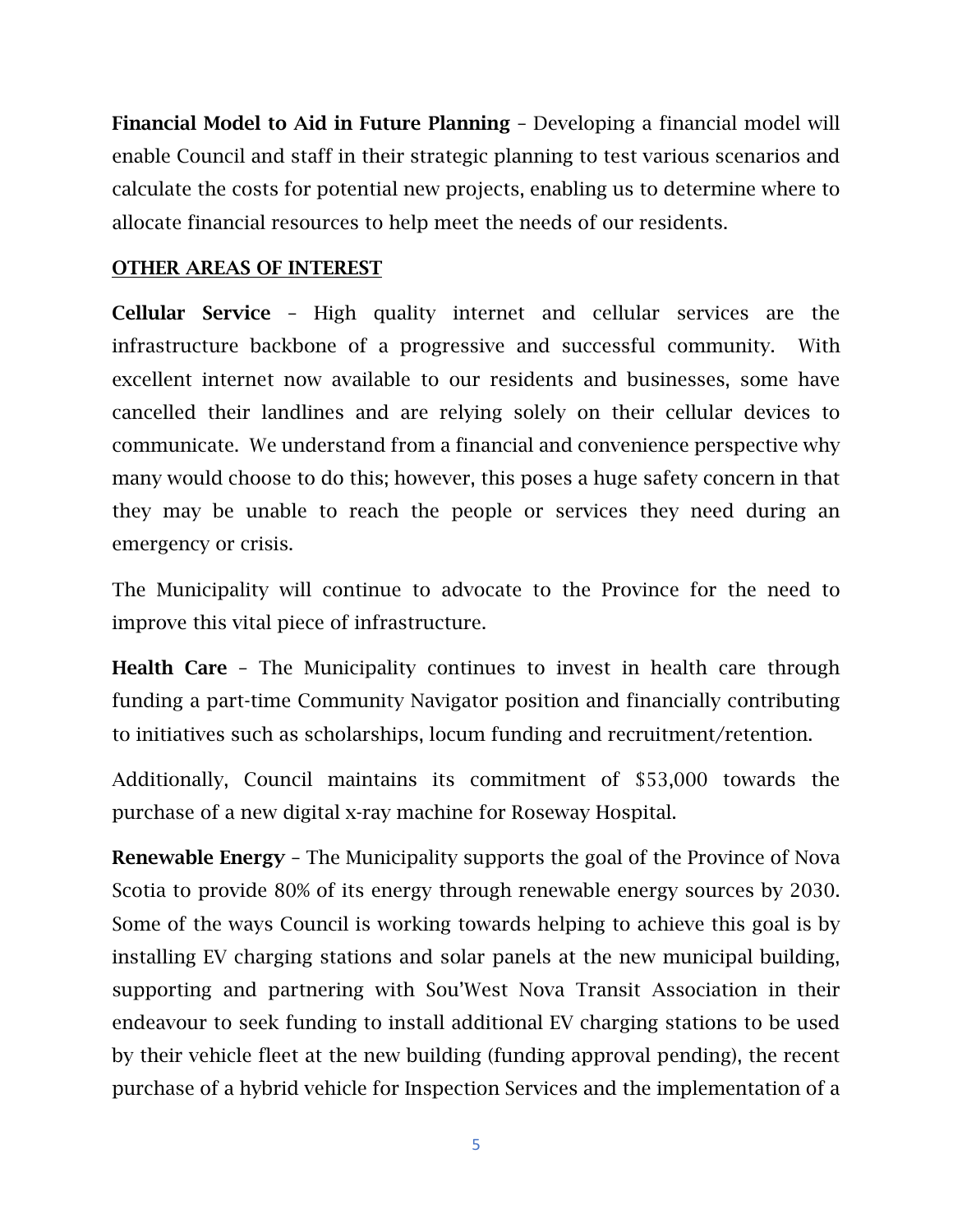**Financial Model to Aid in Future Planning** – Developing a financial model will enable Council and staff in their strategic planning to test various scenarios and calculate the costs for potential new projects, enabling us to determine where to allocate financial resources to help meet the needs of our residents.

## OTHER AREAS OF INTEREST

**Cellular Service** – High quality internet and cellular services are the infrastructure backbone of a progressive and successful community. With excellent internet now available to our residents and businesses, some have cancelled their landlines and are relying solely on their cellular devices to communicate. We understand from a financial and convenience perspective why many would choose to do this; however, this poses a huge safety concern in that they may be unable to reach the people or services they need during an emergency or crisis.

The Municipality will continue to advocate to the Province for the need to improve this vital piece of infrastructure.

**Health Care** – The Municipality continues to invest in health care through funding a part-time Community Navigator position and financially contributing to initiatives such as scholarships, locum funding and recruitment/retention.

Additionally, Council maintains its commitment of $53,000 towards the purchase of a new digital x-ray machine for Roseway Hospital.

**Renewable Energy** – The Municipality supports the goal of the Province of Nova Scotia to provide 80% of its energy through renewable energy sources by 2030. Some of the ways Council is working towards helping to achieve this goal is by installing EV charging stations and solar panels at the new municipal building, supporting and partnering with Sou'West Nova Transit Association in their endeavour to seek funding to install additional EV charging stations to be used by their vehicle fleet at the new building (funding approval pending), the recent purchase of a hybrid vehicle for Inspection Services and the implementation of a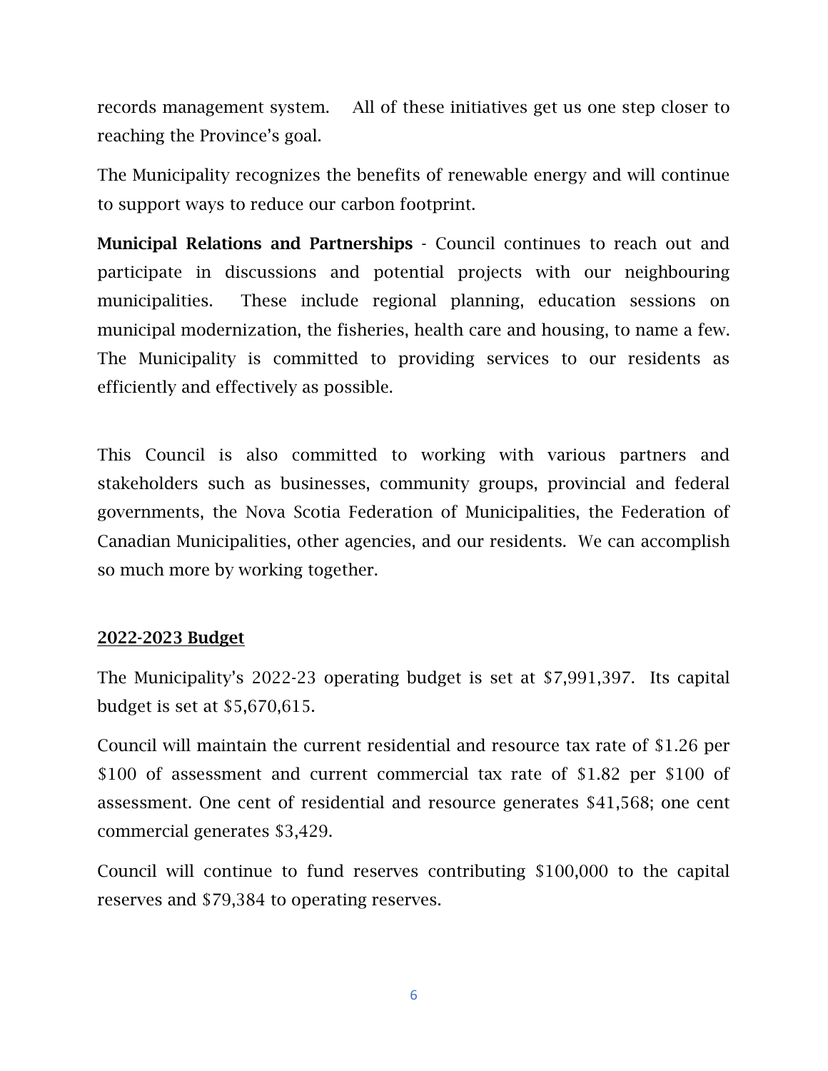records management system. All of these initiatives get us one step closer to reaching the Province's goal.

The Municipality recognizes the benefits of renewable energy and will continue to support ways to reduce our carbon footprint.

**Municipal Relations and Partnerships** - Council continues to reach out and participate in discussions and potential projects with our neighbouring municipalities. These include regional planning, education sessions on municipal modernization, the fisheries, health care and housing, to name a few. The Municipality is committed to providing services to our residents as efficiently and effectively as possible.

This Council is also committed to working with various partners and stakeholders such as businesses, community groups, provincial and federal governments, the Nova Scotia Federation of Municipalities, the Federation of Canadian Municipalities, other agencies, and our residents. We can accomplish so much more by working together.

## 2022-2023 Budget

The Municipality's 2022-23 operating budget is set at $7,991,397. Its capital budget is set at $5,670,615.

Council will maintain the current residential and resource tax rate of $1.26 per $100 of assessment and current commercial tax rate of $1.82 per $100 of assessment. One cent of residential and resource generates $41,568; one cent commercial generates $3,429.

Council will continue to fund reserves contributing $100,000 to the capital reserves and $79,384 to operating reserves.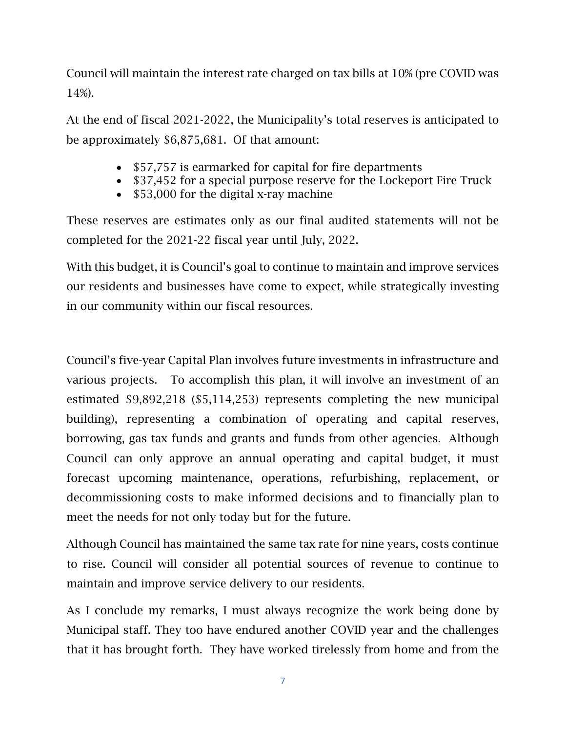Council will maintain the interest rate charged on tax bills at 10% (pre COVID was 14%).

At the end of fiscal 2021-2022, the Municipality's total reserves is anticipated to be approximately $6,875,681. Of that amount:

- $57,757 is earmarked for capital for fire departments
- $37,452 for a special purpose reserve for the Lockeport Fire Truck
- $53,000 for the digital x-ray machine

These reserves are estimates only as our final audited statements will not be completed for the 2021-22 fiscal year until July, 2022.

With this budget, it is Council's goal to continue to maintain and improve services our residents and businesses have come to expect, while strategically investing in our community within our fiscal resources.

Council's five-year Capital Plan involves future investments in infrastructure and various projects. To accomplish this plan, it will involve an investment of an estimated $9,892,218 ($5,114,253) represents completing the new municipal building), representing a combination of operating and capital reserves, borrowing, gas tax funds and grants and funds from other agencies. Although Council can only approve an annual operating and capital budget, it must forecast upcoming maintenance, operations, refurbishing, replacement, or decommissioning costs to make informed decisions and to financially plan to meet the needs for not only today but for the future.

Although Council has maintained the same tax rate for nine years, costs continue to rise. Council will consider all potential sources of revenue to continue to maintain and improve service delivery to our residents.

As I conclude my remarks, I must always recognize the work being done by Municipal staff. They too have endured another COVID year and the challenges that it has brought forth. They have worked tirelessly from home and from the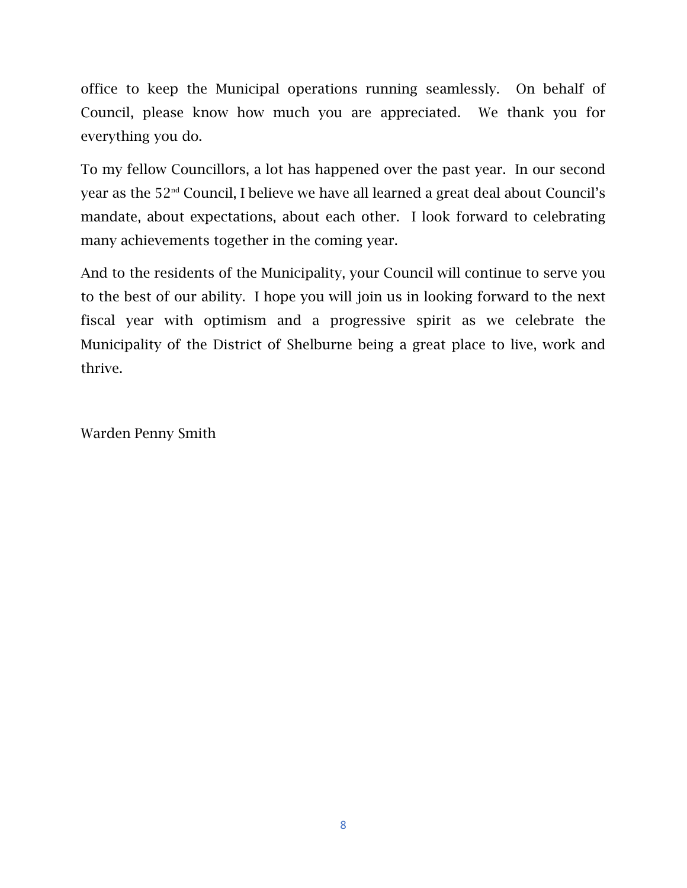office to keep the Municipal operations running seamlessly. On behalf of Council, please know how much you are appreciated. We thank you for everything you do.

To my fellow Councillors, a lot has happened over the past year. In our second year as the 52nd Council, I believe we have all learned a great deal about Council's mandate, about expectations, about each other. I look forward to celebrating many achievements together in the coming year.

And to the residents of the Municipality, your Council will continue to serve you to the best of our ability. I hope you will join us in looking forward to the next fiscal year with optimism and a progressive spirit as we celebrate the Municipality of the District of Shelburne being a great place to live, work and thrive.

Warden Penny Smith